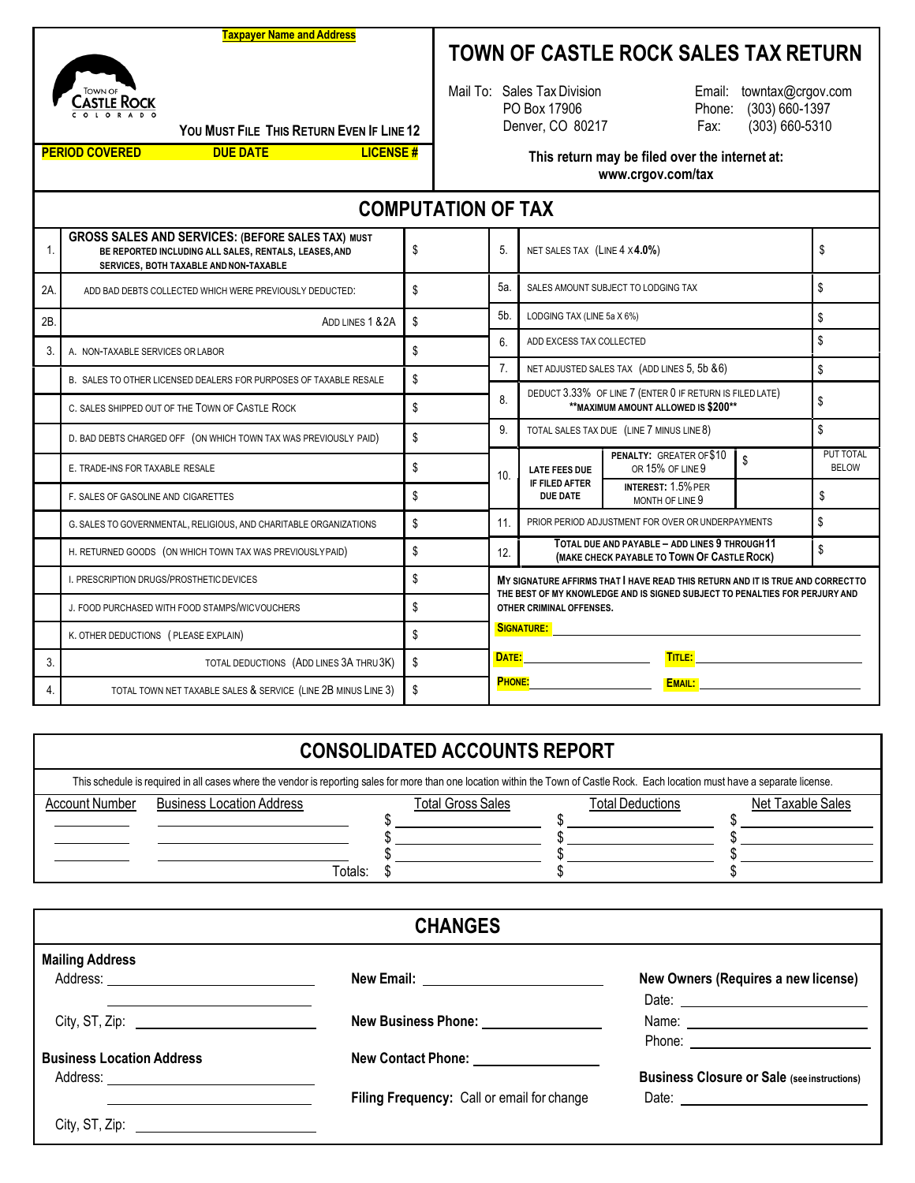**Taxpayer Name and Address**

TOWN OF CASTLE ROCK COLORADO

**YOU MUST FILE THIS RETURN EVEN IF LINE 12**

| PERIOD COVERED | DUE DATE | LICENSE # |
|---|---|---|
| | | |

# TOWN OF CASTLE ROCK SALES TAX RETURN

Mail To: Sales Tax Division
PO Box 17906
Denver, CO 80217

Email: towntax@crgov.com
Phone: (303) 660-1397
Fax: (303) 660-5310

**This return may be filed over the internet at: www.crgov.com/tax**

## COMPUTATION OF TAX

| | | |
|---|---|---|
| 1. | **GROSS SALES AND SERVICES: (BEFORE SALES TAX) MUST BE REPORTED INCLUDING ALL SALES, RENTALS, LEASES, AND SERVICES, BOTH TAXABLE AND NON-TAXABLE** | $ |
| 2A. | ADD BAD DEBTS COLLECTED WHICH WERE PREVIOUSLY DEDUCTED: | $ |
| 2B. | ADD LINES 1 & 2A | $ |
| 3. | A. NON-TAXABLE SERVICES OR LABOR | $ |
| | B. SALES TO OTHER LICENSED DEALERS FOR PURPOSES OF TAXABLE RESALE | $ |
| | C. SALES SHIPPED OUT OF THE TOWN OF CASTLE ROCK | $ |
| | D. BAD DEBTS CHARGED OFF (ON WHICH TOWN TAX WAS PREVIOUSLY PAID) | $ |
| | E. TRADE-INS FOR TAXABLE RESALE | $ |
| | F. SALES OF GASOLINE AND CIGARETTES | $ |
| | G. SALES TO GOVERNMENTAL, RELIGIOUS, AND CHARITABLE ORGANIZATIONS | $ |
| | H. RETURNED GOODS (ON WHICH TOWN TAX WAS PREVIOUSLY PAID) | $ |
| | I. PRESCRIPTION DRUGS/PROSTHETIC DEVICES | $ |
| | J. FOOD PURCHASED WITH FOOD STAMPS/WIC VOUCHERS | $ |
| | K. OTHER DEDUCTIONS (PLEASE EXPLAIN) | $ |
| 3. | TOTAL DEDUCTIONS (ADD LINES 3A THRU 3K) | $ |
| 4. | TOTAL TOWN NET TAXABLE SALES & SERVICE (LINE 2B MINUS LINE 3) | $ |

| | | | | |
|---|---|---|---|---|
| 5. | NET SALES TAX (LINE 4 X **4.0%**) | | | $ |
| 5a. | SALES AMOUNT SUBJECT TO LODGING TAX | | | $ |
| 5b. | LODGING TAX (LINE 5a X 6%) | | | $ |
| 6. | ADD EXCESS TAX COLLECTED | | | $ |
| 7. | NET ADJUSTED SALES TAX (ADD LINES 5, 5b & 6) | | | $ |
| 8. | DEDUCT 3.33% OF LINE 7 (ENTER 0 IF RETURN IS FILED LATE) **MAXIMUM AMOUNT ALLOWED IS $200** | | | $ |
| 9. | TOTAL SALES TAX DUE (LINE 7 MINUS LINE 8) | | | $ |
| 10. | **LATE FEES DUE IF FILED AFTER DUE DATE** | **PENALTY:** GREATER OF $10 OR 15% OF LINE 9 | $ | PUT TOTAL BELOW |
| | | **INTEREST:** 1.5% PER MONTH OF LINE 9 | | $ |
| 11. | PRIOR PERIOD ADJUSTMENT FOR OVER OR UNDERPAYMENTS | | | $ |
| 12. | **TOTAL DUE AND PAYABLE – ADD LINES 9 THROUGH 11 (MAKE CHECK PAYABLE TO TOWN OF CASTLE ROCK)** | | | $ |

**MY SIGNATURE AFFIRMS THAT I HAVE READ THIS RETURN AND IT IS TRUE AND CORRECT TO THE BEST OF MY KNOWLEDGE AND IS SIGNED SUBJECT TO PENALTIES FOR PERJURY AND OTHER CRIMINAL OFFENSES.**

**SIGNATURE:** ______________________

**DATE:** ____________ **TITLE:** ____________

**PHONE:** ____________ **EMAIL:** ____________

## CONSOLIDATED ACCOUNTS REPORT

This schedule is required in all cases where the vendor is reporting sales for more than one location within the Town of Castle Rock. Each location must have a separate license.

| Account Number | Business Location Address | Total Gross Sales | Total Deductions | Net Taxable Sales |
|---|---|---|---|---|
| | | $ | $ | $ |
| | | $ | $ | $ |
| | | $ | $ | $ |
| | Totals: | $ | $ | $ |

## CHANGES

**Mailing Address**
Address: ______________________
City, ST, Zip: ______________________

**Business Location Address**
Address: ______________________
City, ST, Zip: ______________________

**New Email:** ______________________

**New Business Phone:** ______________________

**New Contact Phone:** ______________________

**Filing Frequency:** Call or email for change

**New Owners (Requires a new license)**
Date: ______________________
Name: ______________________
Phone: ______________________

**Business Closure or Sale (see instructions)**
Date: ______________________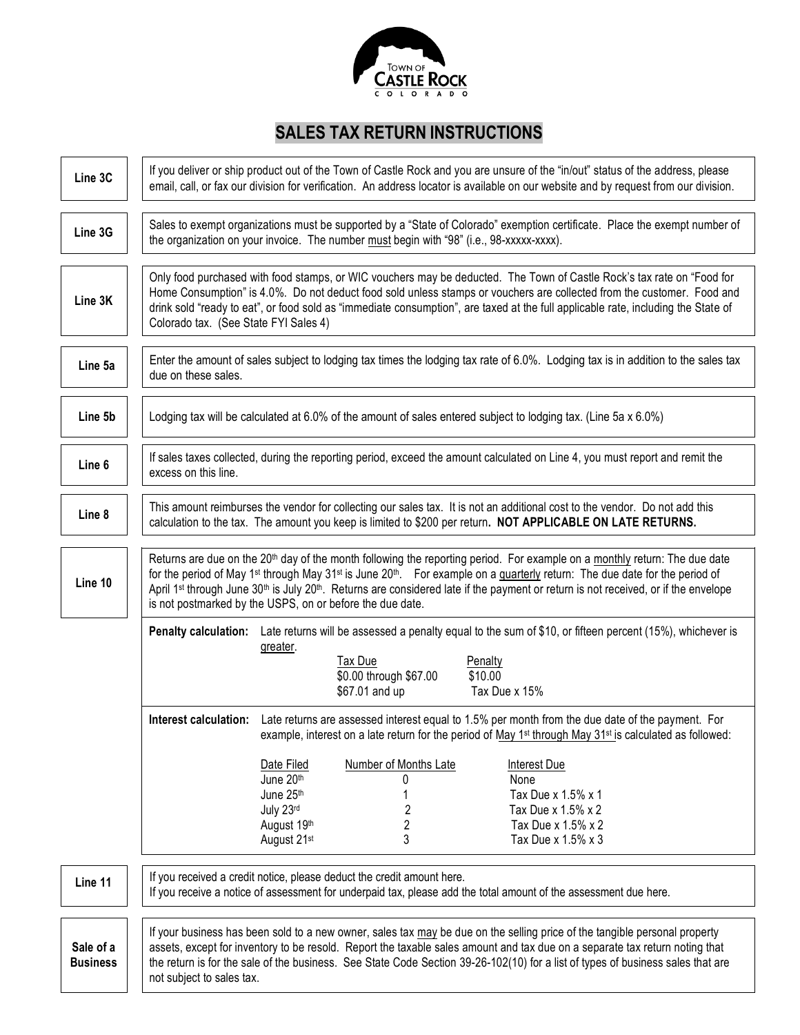# SALES TAX RETURN INSTRUCTIONS

**Line 3C**

If you deliver or ship product out of the Town of Castle Rock and you are unsure of the "in/out" status of the address, please email, call, or fax our division for verification. An address locator is available on our website and by request from our division.

**Line 3G**

Sales to exempt organizations must be supported by a "State of Colorado" exemption certificate. Place the exempt number of the organization on your invoice. The number must begin with "98" (i.e., 98-xxxxx-xxxx).

**Line 3K**

Only food purchased with food stamps, or WIC vouchers may be deducted. The Town of Castle Rock's tax rate on "Food for Home Consumption" is 4.0%. Do not deduct food sold unless stamps or vouchers are collected from the customer. Food and drink sold "ready to eat", or food sold as "immediate consumption", are taxed at the full applicable rate, including the State of Colorado tax. (See State FYI Sales 4)

**Line 5a**

Enter the amount of sales subject to lodging tax times the lodging tax rate of 6.0%. Lodging tax is in addition to the sales tax due on these sales.

**Line 5b**

Lodging tax will be calculated at 6.0% of the amount of sales entered subject to lodging tax. (Line 5a x 6.0%)

**Line 6**

If sales taxes collected, during the reporting period, exceed the amount calculated on Line 4, you must report and remit the excess on this line.

**Line 8**

This amount reimburses the vendor for collecting our sales tax. It is not an additional cost to the vendor. Do not add this calculation to the tax. The amount you keep is limited to $200 per return. **NOT APPLICABLE ON LATE RETURNS.**

**Line 10**

Returns are due on the 20th day of the month following the reporting period. For example on a monthly return: The due date for the period of May 1st through May 31st is June 20th. For example on a quarterly return: The due date for the period of April 1st through June 30th is July 20th. Returns are considered late if the payment or return is not received, or if the envelope is not postmarked by the USPS, on or before the due date.

**Penalty calculation:** Late returns will be assessed a penalty equal to the sum of $10, or fifteen percent (15%), whichever is greater.

| Tax Due | Penalty |
|---|---|
| $0.00 through $67.00 | $10.00 |
| $67.01 and up | Tax Due x 15% |

**Interest calculation:** Late returns are assessed interest equal to 1.5% per month from the due date of the payment. For example, interest on a late return for the period of May 1st through May 31st is calculated as followed:

| Date Filed | Number of Months Late | Interest Due |
|---|---|---|
| June 20th | 0 | None |
| June 25th | 1 | Tax Due x 1.5% x 1 |
| July 23rd | 2 | Tax Due x 1.5% x 2 |
| August 19th | 2 | Tax Due x 1.5% x 2 |
| August 21st | 3 | Tax Due x 1.5% x 3 |

**Line 11**

If you received a credit notice, please deduct the credit amount here.
If you receive a notice of assessment for underpaid tax, please add the total amount of the assessment due here.

**Sale of a Business**

If your business has been sold to a new owner, sales tax may be due on the selling price of the tangible personal property assets, except for inventory to be resold. Report the taxable sales amount and tax due on a separate tax return noting that the return is for the sale of the business. See State Code Section 39-26-102(10) for a list of types of business sales that are not subject to sales tax.